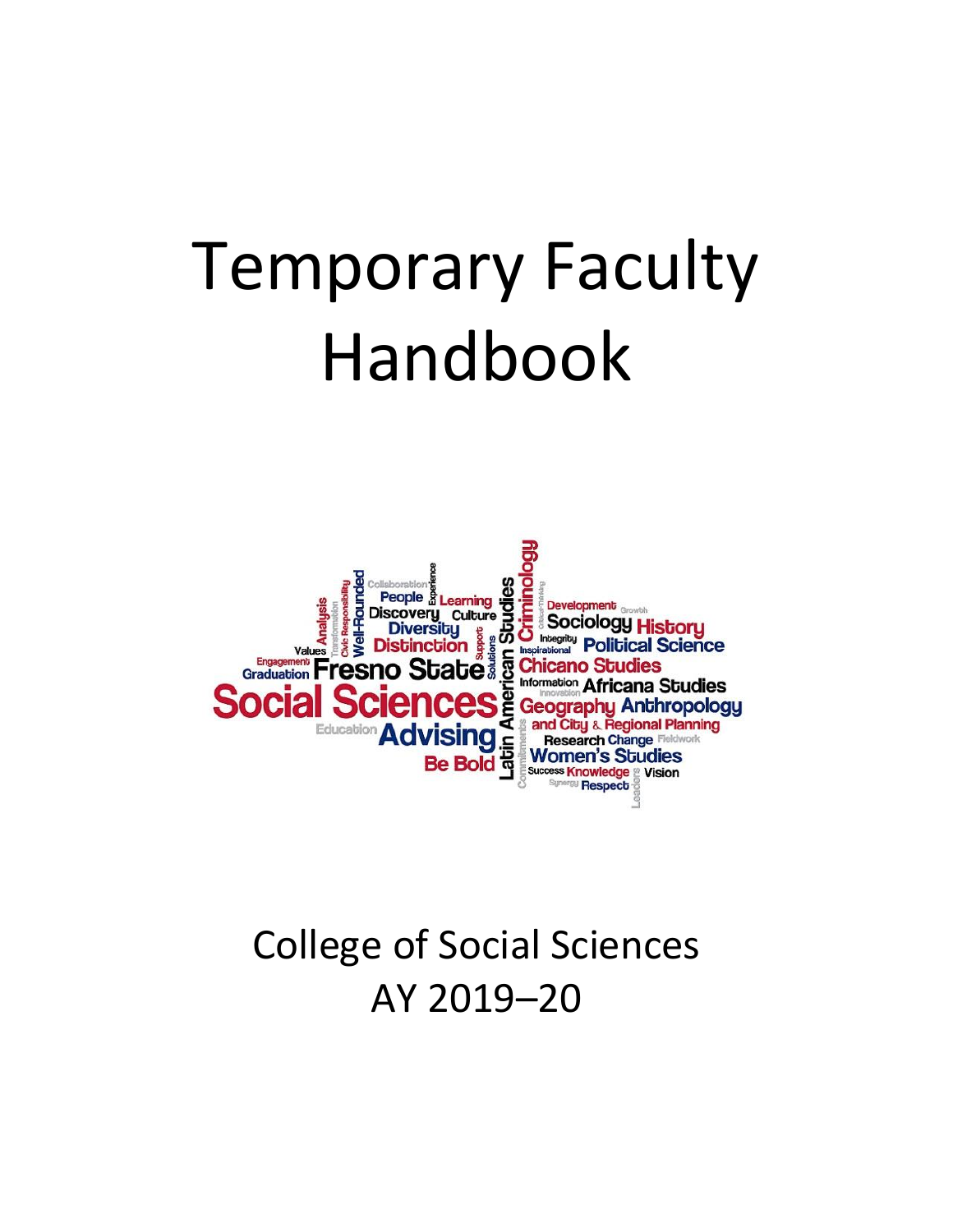# Temporary Faculty Handbook

College of Social Sciences
AY 2019–20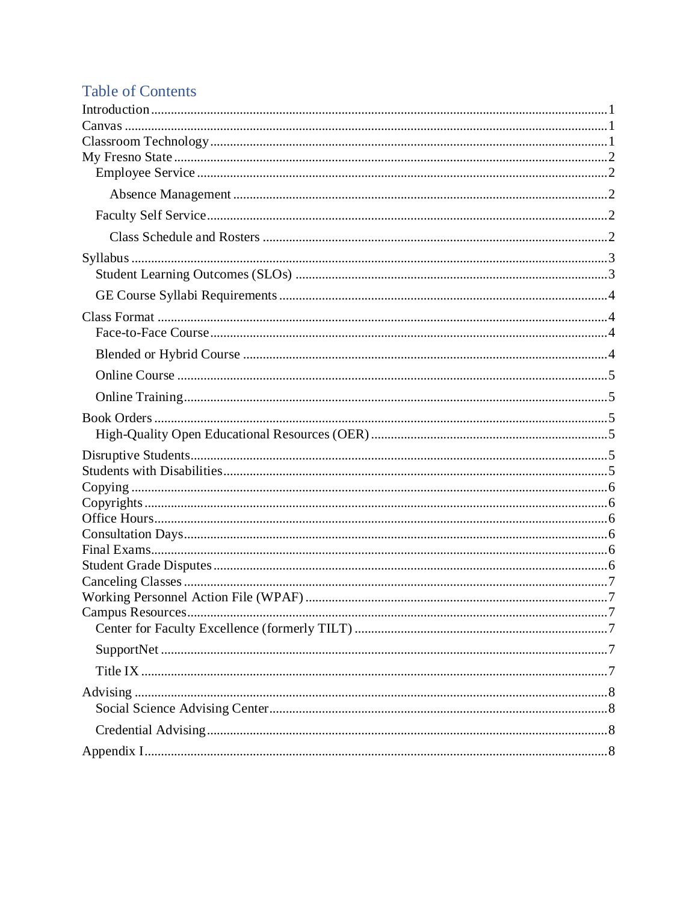## Table of Contents

- Introduction ........ 1
- Canvas ........ 1
- Classroom Technology ........ 1
- My Fresno State ........ 2
  - Employee Service ........ 2
    - Absence Management ........ 2
  - Faculty Self Service ........ 2
    - Class Schedule and Rosters ........ 2
- Syllabus ........ 3
  - Student Learning Outcomes (SLOs) ........ 3
  - GE Course Syllabi Requirements ........ 4
- Class Format ........ 4
  - Face-to-Face Course ........ 4
  - Blended or Hybrid Course ........ 4
  - Online Course ........ 5
  - Online Training ........ 5
- Book Orders ........ 5
  - High-Quality Open Educational Resources (OER) ........ 5
- Disruptive Students ........ 5
- Students with Disabilities ........ 5
- Copying ........ 6
- Copyrights ........ 6
- Office Hours ........ 6
- Consultation Days ........ 6
- Final Exams ........ 6
- Student Grade Disputes ........ 6
- Canceling Classes ........ 7
- Working Personnel Action File (WPAF) ........ 7
- Campus Resources ........ 7
  - Center for Faculty Excellence (formerly TILT) ........ 7
  - SupportNet ........ 7
  - Title IX ........ 7
- Advising ........ 8
  - Social Science Advising Center ........ 8
  - Credential Advising ........ 8
- Appendix I ........ 8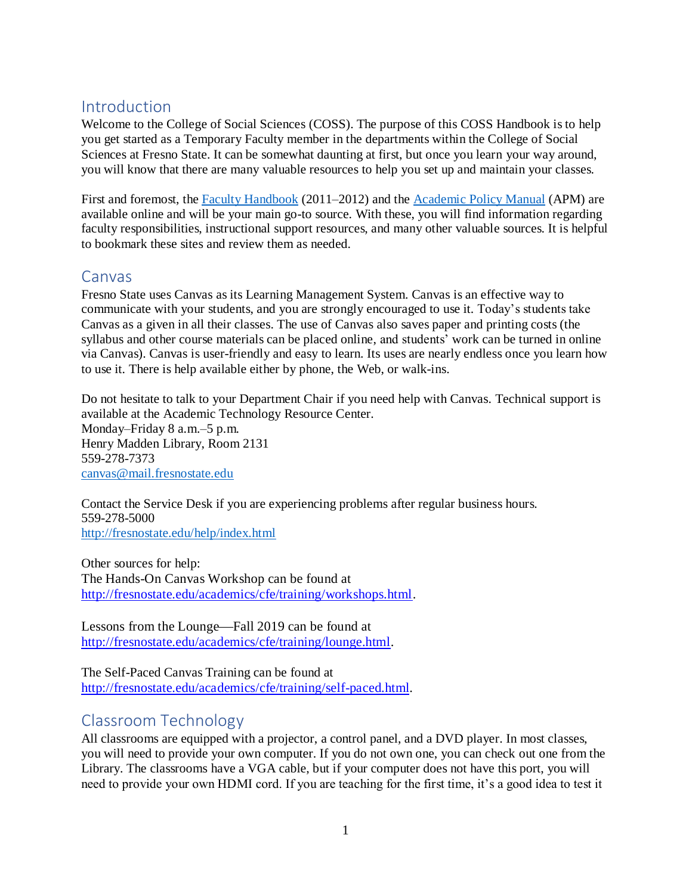## Introduction

Welcome to the College of Social Sciences (COSS). The purpose of this COSS Handbook is to help you get started as a Temporary Faculty member in the departments within the College of Social Sciences at Fresno State. It can be somewhat daunting at first, but once you learn your way around, you will know that there are many valuable resources to help you set up and maintain your classes.

First and foremost, the [Faculty Handbook]() (2011–2012) and the [Academic Policy Manual]() (APM) are available online and will be your main go-to source. With these, you will find information regarding faculty responsibilities, instructional support resources, and many other valuable sources. It is helpful to bookmark these sites and review them as needed.

## Canvas

Fresno State uses Canvas as its Learning Management System. Canvas is an effective way to communicate with your students, and you are strongly encouraged to use it. Today's students take Canvas as a given in all their classes. The use of Canvas also saves paper and printing costs (the syllabus and other course materials can be placed online, and students' work can be turned in online via Canvas). Canvas is user-friendly and easy to learn. Its uses are nearly endless once you learn how to use it. There is help available either by phone, the Web, or walk-ins.

Do not hesitate to talk to your Department Chair if you need help with Canvas. Technical support is available at the Academic Technology Resource Center.
Monday–Friday 8 a.m.–5 p.m.
Henry Madden Library, Room 2131
559-278-7373
canvas@mail.fresnostate.edu

Contact the Service Desk if you are experiencing problems after regular business hours.
559-278-5000
http://fresnostate.edu/help/index.html

Other sources for help:
The Hands-On Canvas Workshop can be found at
http://fresnostate.edu/academics/cfe/training/workshops.html.

Lessons from the Lounge—Fall 2019 can be found at
http://fresnostate.edu/academics/cfe/training/lounge.html.

The Self-Paced Canvas Training can be found at
http://fresnostate.edu/academics/cfe/training/self-paced.html.

## Classroom Technology

All classrooms are equipped with a projector, a control panel, and a DVD player. In most classes, you will need to provide your own computer. If you do not own one, you can check out one from the Library. The classrooms have a VGA cable, but if your computer does not have this port, you will need to provide your own HDMI cord. If you are teaching for the first time, it's a good idea to test it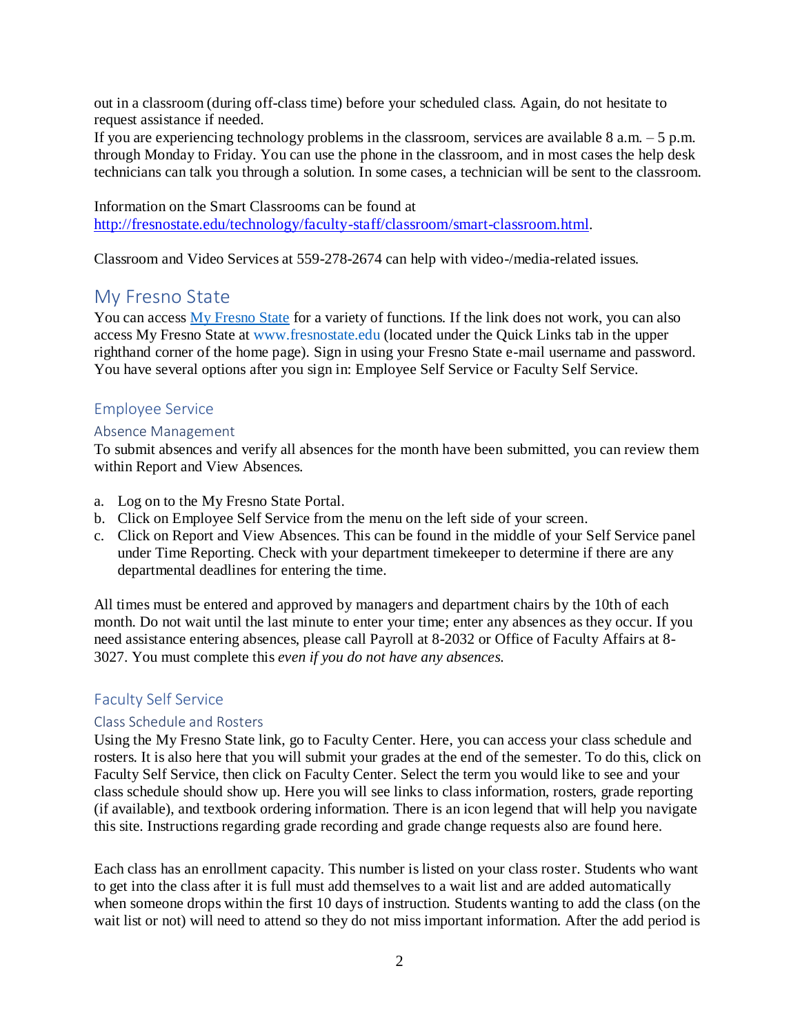out in a classroom (during off-class time) before your scheduled class. Again, do not hesitate to request assistance if needed.
If you are experiencing technology problems in the classroom, services are available 8 a.m. – 5 p.m. through Monday to Friday. You can use the phone in the classroom, and in most cases the help desk technicians can talk you through a solution. In some cases, a technician will be sent to the classroom.

Information on the Smart Classrooms can be found at [http://fresnostate.edu/technology/faculty-staff/classroom/smart-classroom.html](http://fresnostate.edu/technology/faculty-staff/classroom/smart-classroom.html).

Classroom and Video Services at 559-278-2674 can help with video-/media-related issues.

## My Fresno State

You can access [My Fresno State](#) for a variety of functions. If the link does not work, you can also access My Fresno State at www.fresnostate.edu (located under the Quick Links tab in the upper righthand corner of the home page). Sign in using your Fresno State e-mail username and password. You have several options after you sign in: Employee Self Service or Faculty Self Service.

### Employee Service

#### Absence Management

To submit absences and verify all absences for the month have been submitted, you can review them within Report and View Absences.

a. Log on to the My Fresno State Portal.
b. Click on Employee Self Service from the menu on the left side of your screen.
c. Click on Report and View Absences. This can be found in the middle of your Self Service panel under Time Reporting. Check with your department timekeeper to determine if there are any departmental deadlines for entering the time.

All times must be entered and approved by managers and department chairs by the 10th of each month. Do not wait until the last minute to enter your time; enter any absences as they occur. If you need assistance entering absences, please call Payroll at 8-2032 or Office of Faculty Affairs at 8-3027. You must complete this *even if you do not have any absences.*

### Faculty Self Service

#### Class Schedule and Rosters

Using the My Fresno State link, go to Faculty Center. Here, you can access your class schedule and rosters. It is also here that you will submit your grades at the end of the semester. To do this, click on Faculty Self Service, then click on Faculty Center. Select the term you would like to see and your class schedule should show up. Here you will see links to class information, rosters, grade reporting (if available), and textbook ordering information. There is an icon legend that will help you navigate this site. Instructions regarding grade recording and grade change requests also are found here.

Each class has an enrollment capacity. This number is listed on your class roster. Students who want to get into the class after it is full must add themselves to a wait list and are added automatically when someone drops within the first 10 days of instruction. Students wanting to add the class (on the wait list or not) will need to attend so they do not miss important information. After the add period is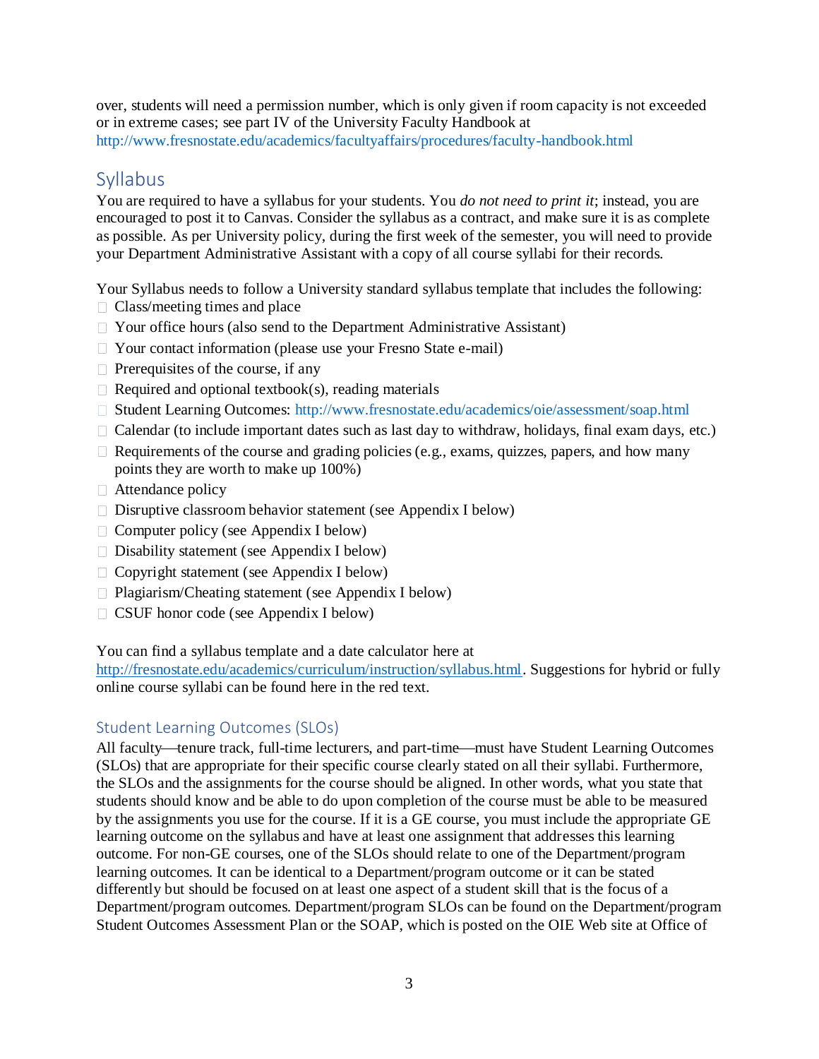over, students will need a permission number, which is only given if room capacity is not exceeded or in extreme cases; see part IV of the University Faculty Handbook at http://www.fresnostate.edu/academics/facultyaffairs/procedures/faculty-handbook.html

## Syllabus

You are required to have a syllabus for your students. You *do not need to print it*; instead, you are encouraged to post it to Canvas. Consider the syllabus as a contract, and make sure it is as complete as possible. As per University policy, during the first week of the semester, you will need to provide your Department Administrative Assistant with a copy of all course syllabi for their records.

Your Syllabus needs to follow a University standard syllabus template that includes the following:

- Class/meeting times and place
- Your office hours (also send to the Department Administrative Assistant)
- Your contact information (please use your Fresno State e-mail)
- Prerequisites of the course, if any
- Required and optional textbook(s), reading materials
- Student Learning Outcomes: http://www.fresnostate.edu/academics/oie/assessment/soap.html
- Calendar (to include important dates such as last day to withdraw, holidays, final exam days, etc.)
- Requirements of the course and grading policies (e.g., exams, quizzes, papers, and how many points they are worth to make up 100%)
- Attendance policy
- Disruptive classroom behavior statement (see Appendix I below)
- Computer policy (see Appendix I below)
- Disability statement (see Appendix I below)
- Copyright statement (see Appendix I below)
- Plagiarism/Cheating statement (see Appendix I below)
- CSUF honor code (see Appendix I below)

You can find a syllabus template and a date calculator here at http://fresnostate.edu/academics/curriculum/instruction/syllabus.html. Suggestions for hybrid or fully online course syllabi can be found here in the red text.

### Student Learning Outcomes (SLOs)

All faculty—tenure track, full-time lecturers, and part-time—must have Student Learning Outcomes (SLOs) that are appropriate for their specific course clearly stated on all their syllabi. Furthermore, the SLOs and the assignments for the course should be aligned. In other words, what you state that students should know and be able to do upon completion of the course must be able to be measured by the assignments you use for the course. If it is a GE course, you must include the appropriate GE learning outcome on the syllabus and have at least one assignment that addresses this learning outcome. For non-GE courses, one of the SLOs should relate to one of the Department/program learning outcomes. It can be identical to a Department/program outcome or it can be stated differently but should be focused on at least one aspect of a student skill that is the focus of a Department/program outcomes. Department/program SLOs can be found on the Department/program Student Outcomes Assessment Plan or the SOAP, which is posted on the OIE Web site at Office of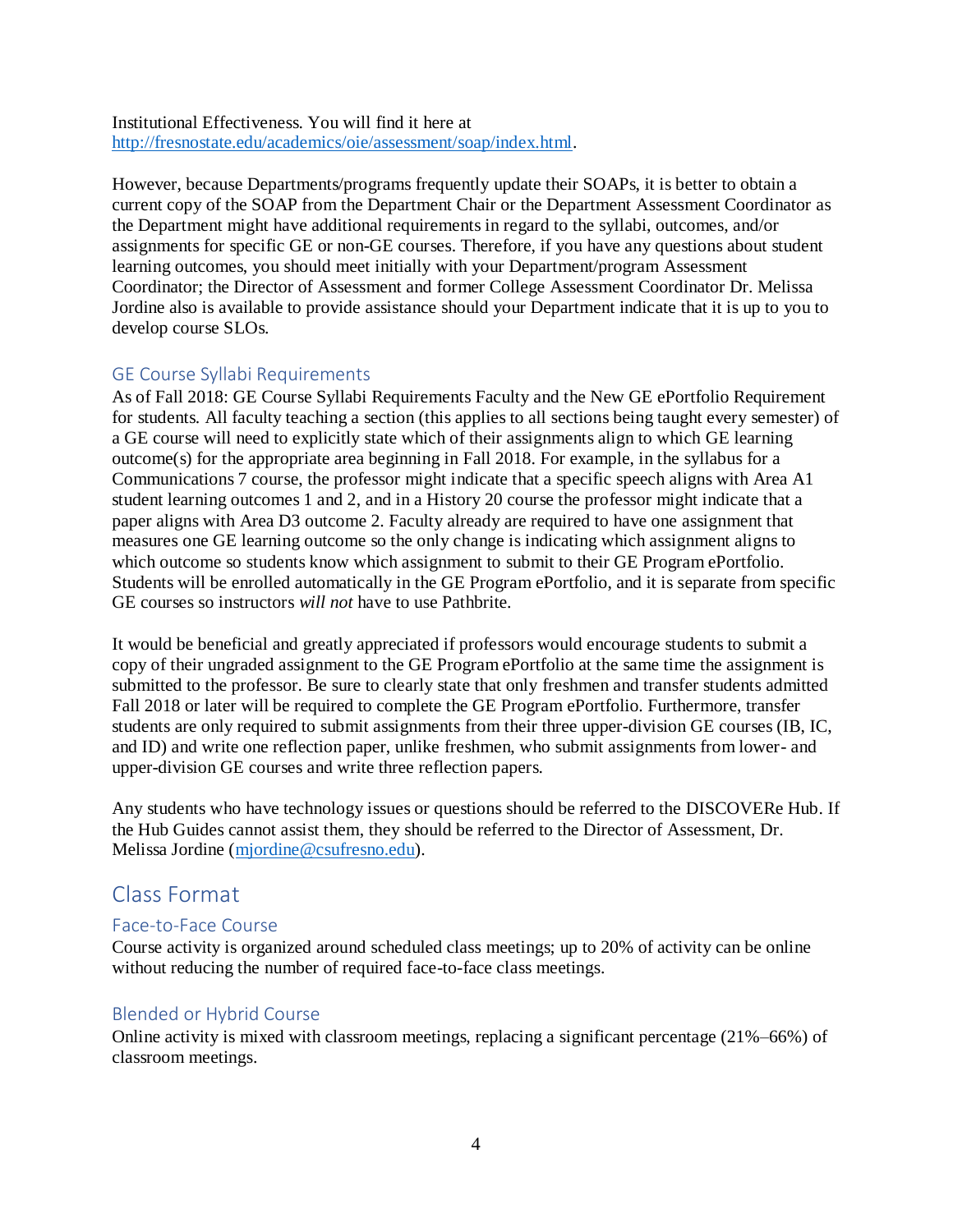Institutional Effectiveness. You will find it here at http://fresnostate.edu/academics/oie/assessment/soap/index.html.

However, because Departments/programs frequently update their SOAPs, it is better to obtain a current copy of the SOAP from the Department Chair or the Department Assessment Coordinator as the Department might have additional requirements in regard to the syllabi, outcomes, and/or assignments for specific GE or non-GE courses. Therefore, if you have any questions about student learning outcomes, you should meet initially with your Department/program Assessment Coordinator; the Director of Assessment and former College Assessment Coordinator Dr. Melissa Jordine also is available to provide assistance should your Department indicate that it is up to you to develop course SLOs.

### GE Course Syllabi Requirements

As of Fall 2018: GE Course Syllabi Requirements Faculty and the New GE ePortfolio Requirement for students. All faculty teaching a section (this applies to all sections being taught every semester) of a GE course will need to explicitly state which of their assignments align to which GE learning outcome(s) for the appropriate area beginning in Fall 2018. For example, in the syllabus for a Communications 7 course, the professor might indicate that a specific speech aligns with Area A1 student learning outcomes 1 and 2, and in a History 20 course the professor might indicate that a paper aligns with Area D3 outcome 2. Faculty already are required to have one assignment that measures one GE learning outcome so the only change is indicating which assignment aligns to which outcome so students know which assignment to submit to their GE Program ePortfolio. Students will be enrolled automatically in the GE Program ePortfolio, and it is separate from specific GE courses so instructors *will not* have to use Pathbrite.

It would be beneficial and greatly appreciated if professors would encourage students to submit a copy of their ungraded assignment to the GE Program ePortfolio at the same time the assignment is submitted to the professor. Be sure to clearly state that only freshmen and transfer students admitted Fall 2018 or later will be required to complete the GE Program ePortfolio. Furthermore, transfer students are only required to submit assignments from their three upper-division GE courses (IB, IC, and ID) and write one reflection paper, unlike freshmen, who submit assignments from lower- and upper-division GE courses and write three reflection papers.

Any students who have technology issues or questions should be referred to the DISCOVERe Hub. If the Hub Guides cannot assist them, they should be referred to the Director of Assessment, Dr. Melissa Jordine (mjordine@csufresno.edu).

## Class Format

### Face-to-Face Course

Course activity is organized around scheduled class meetings; up to 20% of activity can be online without reducing the number of required face-to-face class meetings.

### Blended or Hybrid Course

Online activity is mixed with classroom meetings, replacing a significant percentage (21%–66%) of classroom meetings.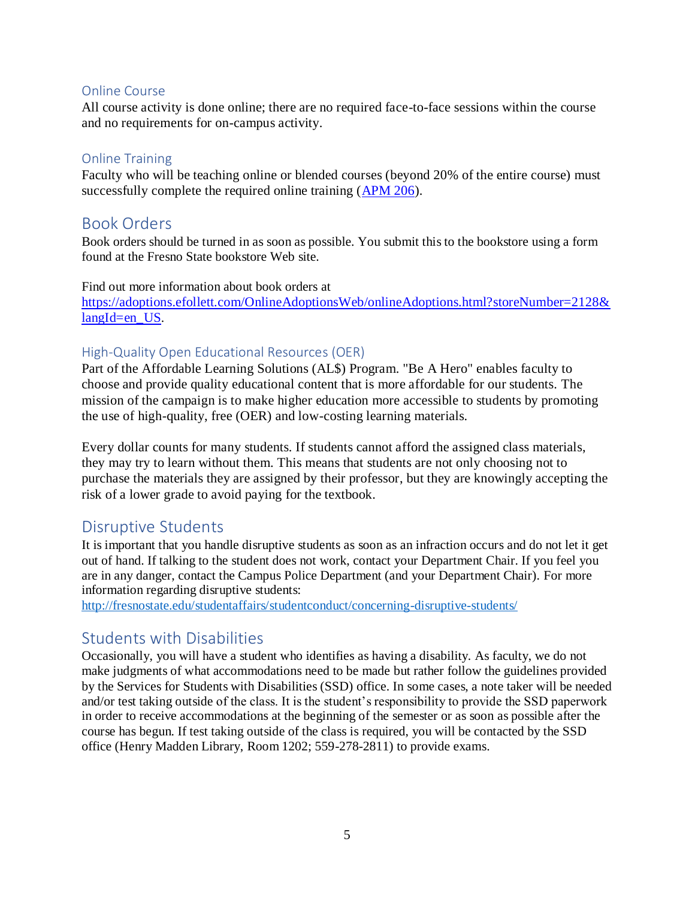### Online Course

All course activity is done online; there are no required face-to-face sessions within the course and no requirements for on-campus activity.

### Online Training

Faculty who will be teaching online or blended courses (beyond 20% of the entire course) must successfully complete the required online training (APM 206).

## Book Orders

Book orders should be turned in as soon as possible. You submit this to the bookstore using a form found at the Fresno State bookstore Web site.

Find out more information about book orders at https://adoptions.efollett.com/OnlineAdoptionsWeb/onlineAdoptions.html?storeNumber=2128&langId=en_US.

### High-Quality Open Educational Resources (OER)

Part of the Affordable Learning Solutions (AL$) Program. "Be A Hero" enables faculty to choose and provide quality educational content that is more affordable for our students. The mission of the campaign is to make higher education more accessible to students by promoting the use of high-quality, free (OER) and low-costing learning materials.

Every dollar counts for many students. If students cannot afford the assigned class materials, they may try to learn without them. This means that students are not only choosing not to purchase the materials they are assigned by their professor, but they are knowingly accepting the risk of a lower grade to avoid paying for the textbook.

## Disruptive Students

It is important that you handle disruptive students as soon as an infraction occurs and do not let it get out of hand. If talking to the student does not work, contact your Department Chair. If you feel you are in any danger, contact the Campus Police Department (and your Department Chair). For more information regarding disruptive students:
http://fresnostate.edu/studentaffairs/studentconduct/concerning-disruptive-students/

## Students with Disabilities

Occasionally, you will have a student who identifies as having a disability. As faculty, we do not make judgments of what accommodations need to be made but rather follow the guidelines provided by the Services for Students with Disabilities (SSD) office. In some cases, a note taker will be needed and/or test taking outside of the class. It is the student's responsibility to provide the SSD paperwork in order to receive accommodations at the beginning of the semester or as soon as possible after the course has begun. If test taking outside of the class is required, you will be contacted by the SSD office (Henry Madden Library, Room 1202; 559-278-2811) to provide exams.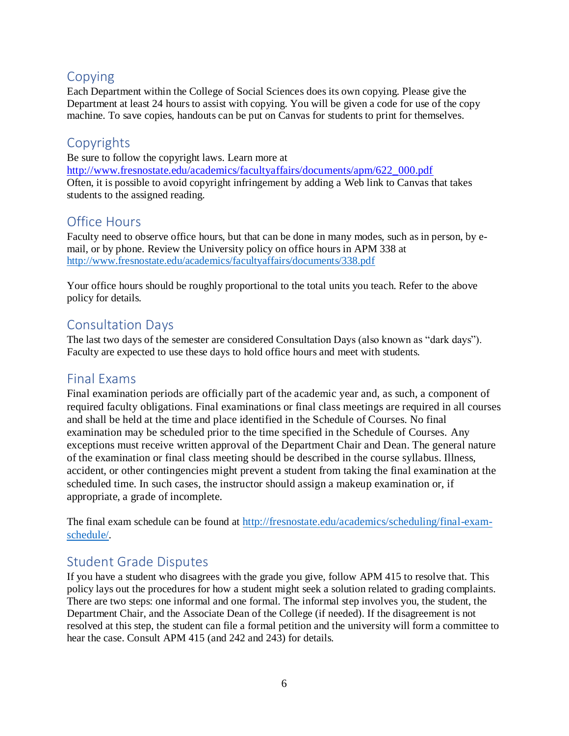## Copying

Each Department within the College of Social Sciences does its own copying. Please give the Department at least 24 hours to assist with copying. You will be given a code for use of the copy machine. To save copies, handouts can be put on Canvas for students to print for themselves.

## Copyrights

Be sure to follow the copyright laws. Learn more at
[http://www.fresnostate.edu/academics/facultyaffairs/documents/apm/622_000.pdf](http://www.fresnostate.edu/academics/facultyaffairs/documents/apm/622_000.pdf)
Often, it is possible to avoid copyright infringement by adding a Web link to Canvas that takes students to the assigned reading.

## Office Hours

Faculty need to observe office hours, but that can be done in many modes, such as in person, by e-mail, or by phone. Review the University policy on office hours in APM 338 at
[http://www.fresnostate.edu/academics/facultyaffairs/documents/338.pdf](http://www.fresnostate.edu/academics/facultyaffairs/documents/338.pdf)

Your office hours should be roughly proportional to the total units you teach. Refer to the above policy for details.

## Consultation Days

The last two days of the semester are considered Consultation Days (also known as "dark days"). Faculty are expected to use these days to hold office hours and meet with students.

## Final Exams

Final examination periods are officially part of the academic year and, as such, a component of required faculty obligations. Final examinations or final class meetings are required in all courses and shall be held at the time and place identified in the Schedule of Courses. No final examination may be scheduled prior to the time specified in the Schedule of Courses. Any exceptions must receive written approval of the Department Chair and Dean. The general nature of the examination or final class meeting should be described in the course syllabus. Illness, accident, or other contingencies might prevent a student from taking the final examination at the scheduled time. In such cases, the instructor should assign a makeup examination or, if appropriate, a grade of incomplete.

The final exam schedule can be found at [http://fresnostate.edu/academics/scheduling/final-exam-schedule/](http://fresnostate.edu/academics/scheduling/final-exam-schedule/).

## Student Grade Disputes

If you have a student who disagrees with the grade you give, follow APM 415 to resolve that. This policy lays out the procedures for how a student might seek a solution related to grading complaints. There are two steps: one informal and one formal. The informal step involves you, the student, the Department Chair, and the Associate Dean of the College (if needed). If the disagreement is not resolved at this step, the student can file a formal petition and the university will form a committee to hear the case. Consult APM 415 (and 242 and 243) for details.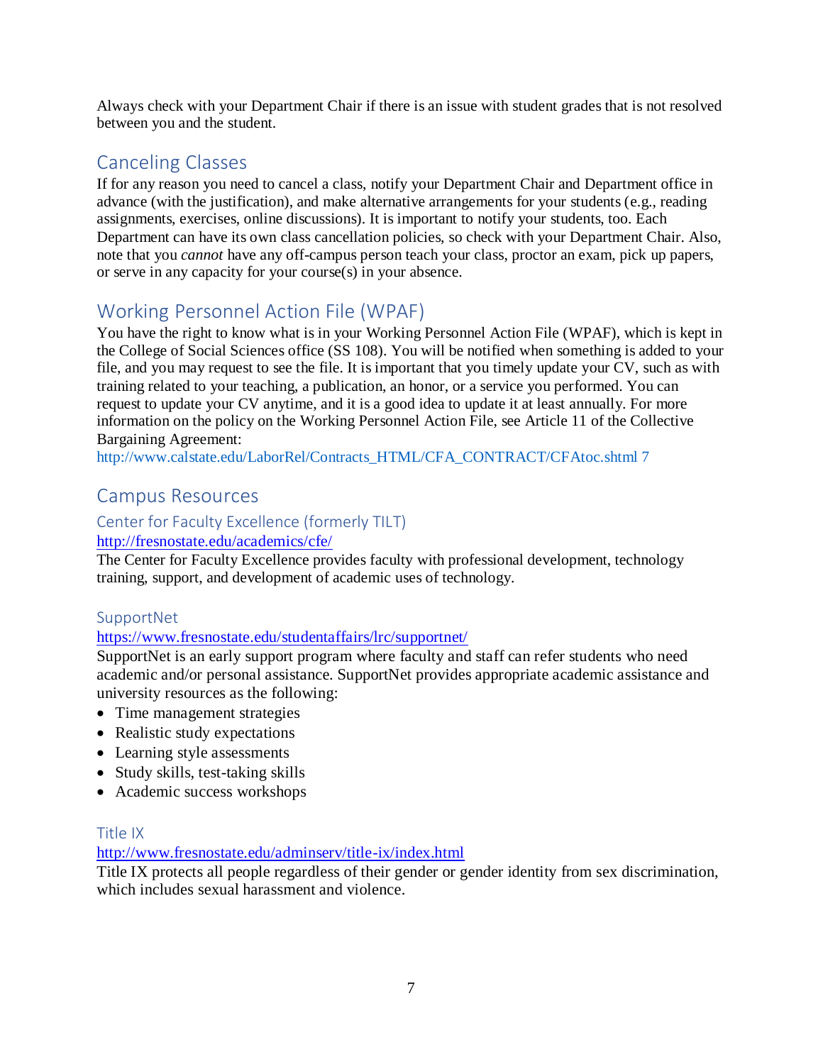Always check with your Department Chair if there is an issue with student grades that is not resolved between you and the student.

## Canceling Classes

If for any reason you need to cancel a class, notify your Department Chair and Department office in advance (with the justification), and make alternative arrangements for your students (e.g., reading assignments, exercises, online discussions). It is important to notify your students, too. Each Department can have its own class cancellation policies, so check with your Department Chair. Also, note that you *cannot* have any off-campus person teach your class, proctor an exam, pick up papers, or serve in any capacity for your course(s) in your absence.

## Working Personnel Action File (WPAF)

You have the right to know what is in your Working Personnel Action File (WPAF), which is kept in the College of Social Sciences office (SS 108). You will be notified when something is added to your file, and you may request to see the file. It is important that you timely update your CV, such as with training related to your teaching, a publication, an honor, or a service you performed. You can request to update your CV anytime, and it is a good idea to update it at least annually. For more information on the policy on the Working Personnel Action File, see Article 11 of the Collective Bargaining Agreement:
http://www.calstate.edu/LaborRel/Contracts_HTML/CFA_CONTRACT/CFAtoc.shtml 7

## Campus Resources

### Center for Faculty Excellence (formerly TILT)

http://fresnostate.edu/academics/cfe/

The Center for Faculty Excellence provides faculty with professional development, technology training, support, and development of academic uses of technology.

### SupportNet

https://www.fresnostate.edu/studentaffairs/lrc/supportnet/

SupportNet is an early support program where faculty and staff can refer students who need academic and/or personal assistance. SupportNet provides appropriate academic assistance and university resources as the following:

- Time management strategies
- Realistic study expectations
- Learning style assessments
- Study skills, test-taking skills
- Academic success workshops

### Title IX

http://www.fresnostate.edu/adminserv/title-ix/index.html

Title IX protects all people regardless of their gender or gender identity from sex discrimination, which includes sexual harassment and violence.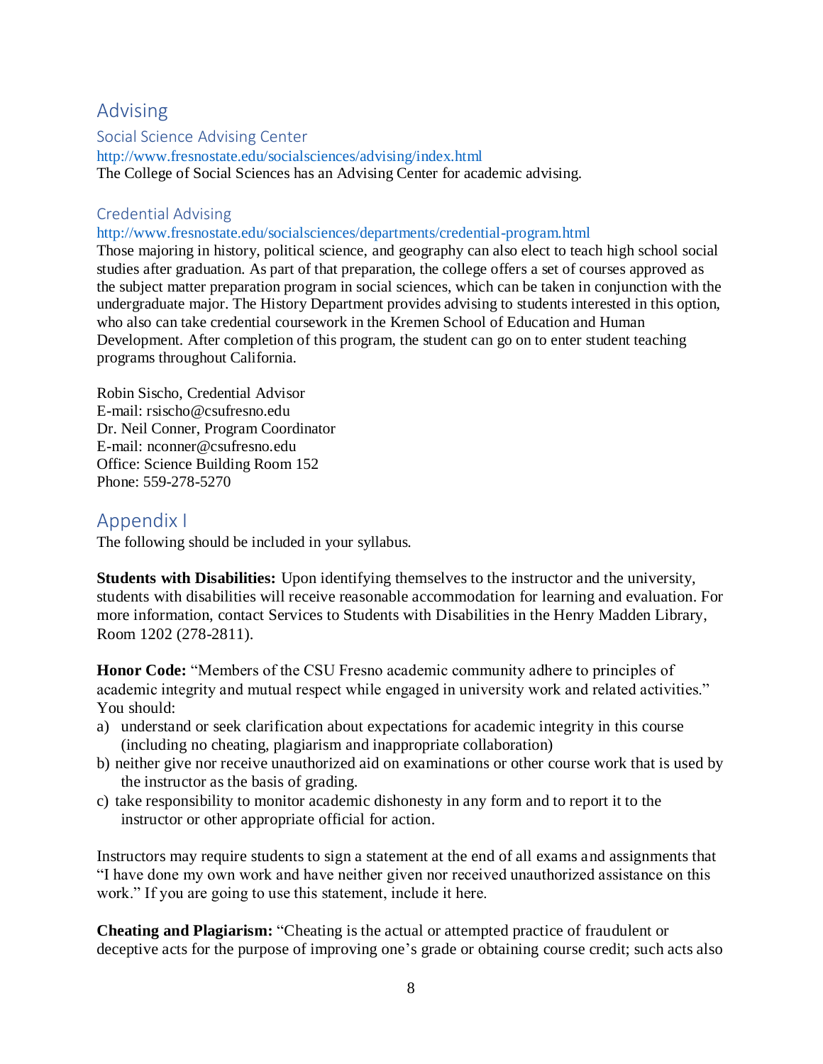# Advising

## Social Science Advising Center

http://www.fresnostate.edu/socialsciences/advising/index.html

The College of Social Sciences has an Advising Center for academic advising.

## Credential Advising

http://www.fresnostate.edu/socialsciences/departments/credential-program.html

Those majoring in history, political science, and geography can also elect to teach high school social studies after graduation. As part of that preparation, the college offers a set of courses approved as the subject matter preparation program in social sciences, which can be taken in conjunction with the undergraduate major. The History Department provides advising to students interested in this option, who also can take credential coursework in the Kremen School of Education and Human Development. After completion of this program, the student can go on to enter student teaching programs throughout California.

Robin Sischo, Credential Advisor
E-mail: rsischo@csufresno.edu
Dr. Neil Conner, Program Coordinator
E-mail: nconner@csufresno.edu
Office: Science Building Room 152
Phone: 559-278-5270

# Appendix I

The following should be included in your syllabus.

**Students with Disabilities:** Upon identifying themselves to the instructor and the university, students with disabilities will receive reasonable accommodation for learning and evaluation. For more information, contact Services to Students with Disabilities in the Henry Madden Library, Room 1202 (278-2811).

**Honor Code:** "Members of the CSU Fresno academic community adhere to principles of academic integrity and mutual respect while engaged in university work and related activities." You should:

a) understand or seek clarification about expectations for academic integrity in this course (including no cheating, plagiarism and inappropriate collaboration)
b) neither give nor receive unauthorized aid on examinations or other course work that is used by the instructor as the basis of grading.
c) take responsibility to monitor academic dishonesty in any form and to report it to the instructor or other appropriate official for action.

Instructors may require students to sign a statement at the end of all exams and assignments that "I have done my own work and have neither given nor received unauthorized assistance on this work." If you are going to use this statement, include it here.

**Cheating and Plagiarism:** "Cheating is the actual or attempted practice of fraudulent or deceptive acts for the purpose of improving one's grade or obtaining course credit; such acts also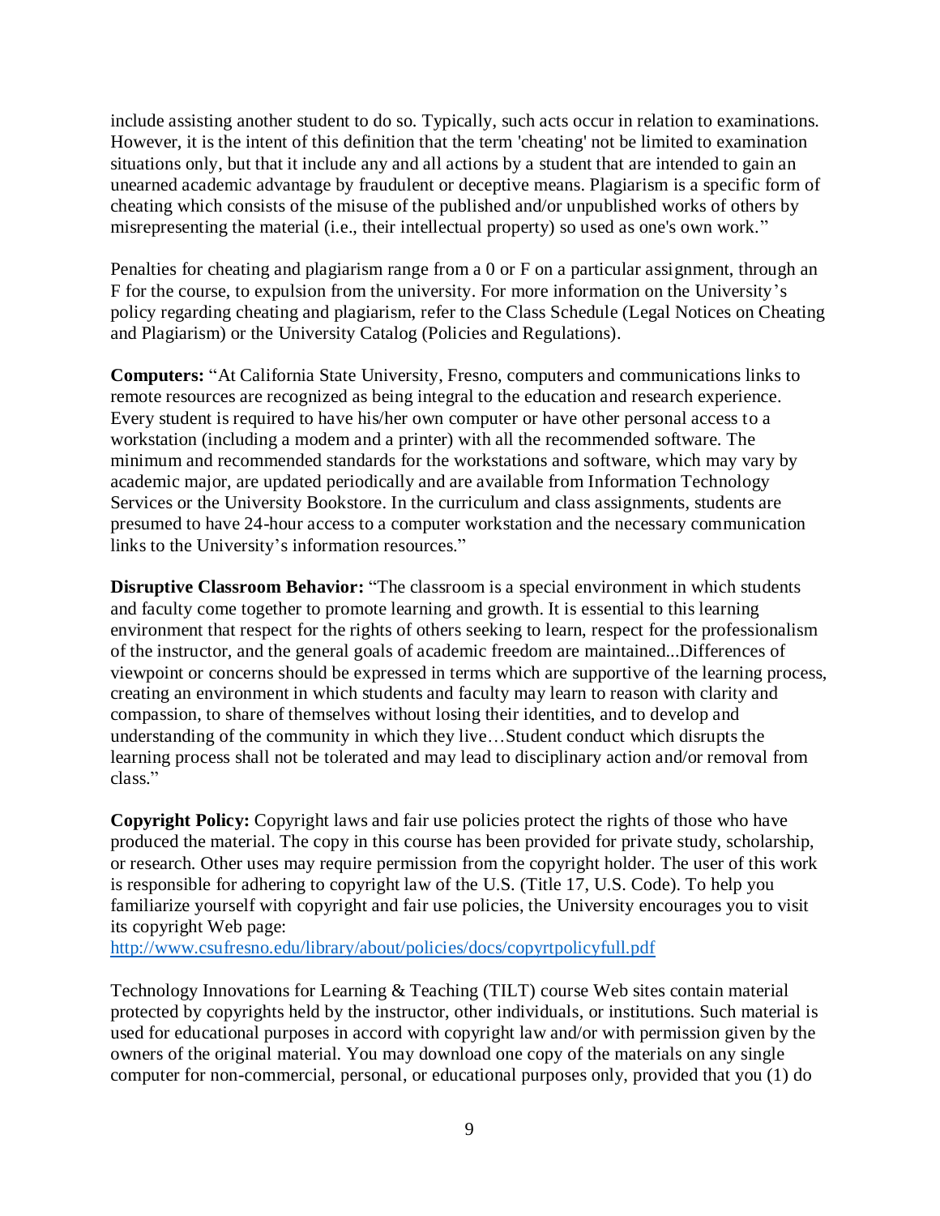include assisting another student to do so. Typically, such acts occur in relation to examinations. However, it is the intent of this definition that the term 'cheating' not be limited to examination situations only, but that it include any and all actions by a student that are intended to gain an unearned academic advantage by fraudulent or deceptive means. Plagiarism is a specific form of cheating which consists of the misuse of the published and/or unpublished works of others by misrepresenting the material (i.e., their intellectual property) so used as one's own work."

Penalties for cheating and plagiarism range from a 0 or F on a particular assignment, through an F for the course, to expulsion from the university. For more information on the University's policy regarding cheating and plagiarism, refer to the Class Schedule (Legal Notices on Cheating and Plagiarism) or the University Catalog (Policies and Regulations).

**Computers:** "At California State University, Fresno, computers and communications links to remote resources are recognized as being integral to the education and research experience. Every student is required to have his/her own computer or have other personal access to a workstation (including a modem and a printer) with all the recommended software. The minimum and recommended standards for the workstations and software, which may vary by academic major, are updated periodically and are available from Information Technology Services or the University Bookstore. In the curriculum and class assignments, students are presumed to have 24-hour access to a computer workstation and the necessary communication links to the University's information resources."

**Disruptive Classroom Behavior:** "The classroom is a special environment in which students and faculty come together to promote learning and growth. It is essential to this learning environment that respect for the rights of others seeking to learn, respect for the professionalism of the instructor, and the general goals of academic freedom are maintained...Differences of viewpoint or concerns should be expressed in terms which are supportive of the learning process, creating an environment in which students and faculty may learn to reason with clarity and compassion, to share of themselves without losing their identities, and to develop and understanding of the community in which they live…Student conduct which disrupts the learning process shall not be tolerated and may lead to disciplinary action and/or removal from class."

**Copyright Policy:** Copyright laws and fair use policies protect the rights of those who have produced the material. The copy in this course has been provided for private study, scholarship, or research. Other uses may require permission from the copyright holder. The user of this work is responsible for adhering to copyright law of the U.S. (Title 17, U.S. Code). To help you familiarize yourself with copyright and fair use policies, the University encourages you to visit its copyright Web page:
http://www.csufresno.edu/library/about/policies/docs/copyrtpolicyfull.pdf

Technology Innovations for Learning & Teaching (TILT) course Web sites contain material protected by copyrights held by the instructor, other individuals, or institutions. Such material is used for educational purposes in accord with copyright law and/or with permission given by the owners of the original material. You may download one copy of the materials on any single computer for non-commercial, personal, or educational purposes only, provided that you (1) do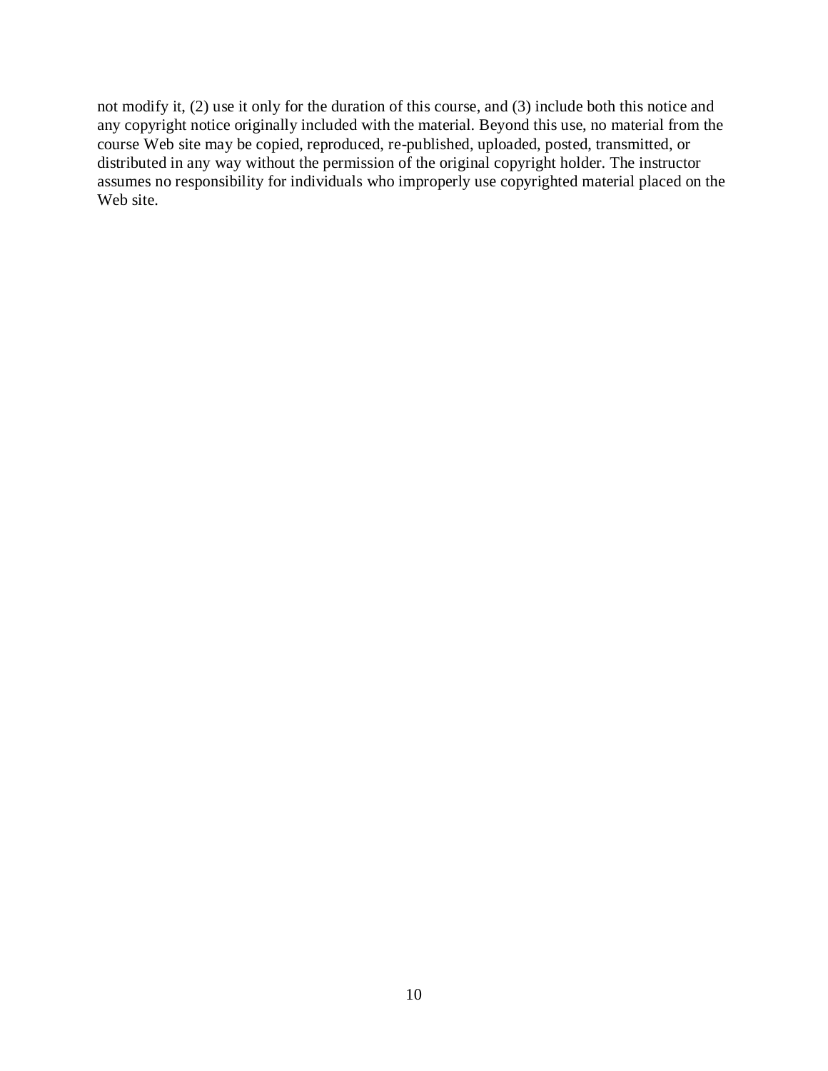not modify it, (2) use it only for the duration of this course, and (3) include both this notice and any copyright notice originally included with the material. Beyond this use, no material from the course Web site may be copied, reproduced, re-published, uploaded, posted, transmitted, or distributed in any way without the permission of the original copyright holder. The instructor assumes no responsibility for individuals who improperly use copyrighted material placed on the Web site.